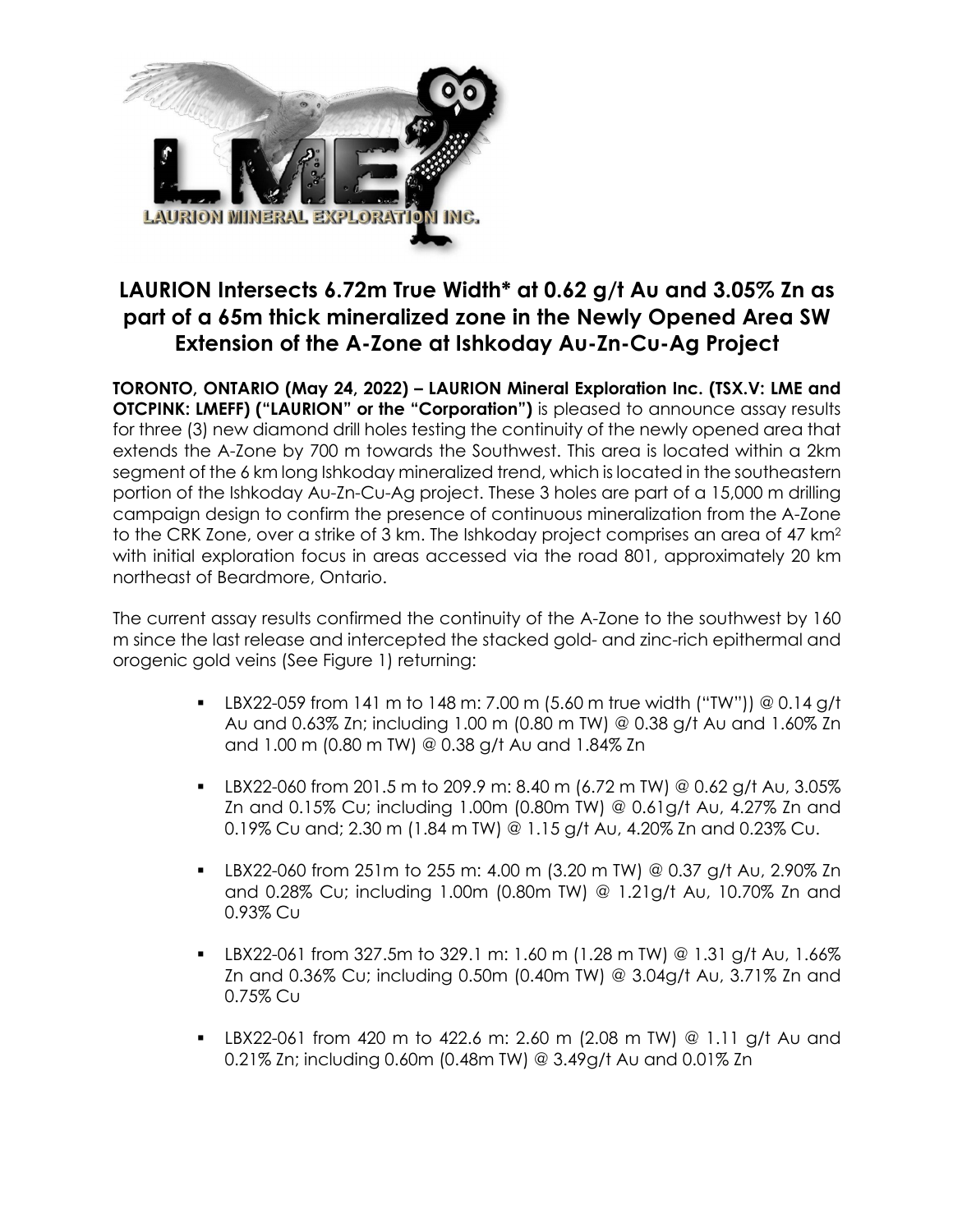# LAURION Intersects 6.72m True Width* at 0.62 g/t Au and 3.05% Zn as part of a 65m thick mineralized zone in the Newly Opened Area SW Extension of the A-Zone at Ishkoday Au-Zn-Cu-Ag Project

**TORONTO, ONTARIO (May 24, 2022) – LAURION Mineral Exploration Inc. (TSX.V: LME and OTCPINK: LMEFF) ("LAURION" or the "Corporation")** is pleased to announce assay results for three (3) new diamond drill holes testing the continuity of the newly opened area that extends the A-Zone by 700 m towards the Southwest. This area is located within a 2km segment of the 6 km long Ishkoday mineralized trend, which is located in the southeastern portion of the Ishkoday Au-Zn-Cu-Ag project. These 3 holes are part of a 15,000 m drilling campaign design to confirm the presence of continuous mineralization from the A-Zone to the CRK Zone, over a strike of 3 km. The Ishkoday project comprises an area of 47 km$^2$ with initial exploration focus in areas accessed via the road 801, approximately 20 km northeast of Beardmore, Ontario.

The current assay results confirmed the continuity of the A-Zone to the southwest by 160 m since the last release and intercepted the stacked gold- and zinc-rich epithermal and orogenic gold veins (See Figure 1) returning:

- LBX22-059 from 141 m to 148 m: 7.00 m (5.60 m true width ("TW")) @ 0.14 g/t Au and 0.63% Zn; including 1.00 m (0.80 m TW) @ 0.38 g/t Au and 1.60% Zn and 1.00 m (0.80 m TW) @ 0.38 g/t Au and 1.84% Zn
- LBX22-060 from 201.5 m to 209.9 m: 8.40 m (6.72 m TW) @ 0.62 g/t Au, 3.05% Zn and 0.15% Cu; including 1.00m (0.80m TW) @ 0.61g/t Au, 4.27% Zn and 0.19% Cu and; 2.30 m (1.84 m TW) @ 1.15 g/t Au, 4.20% Zn and 0.23% Cu.
- LBX22-060 from 251m to 255 m: 4.00 m (3.20 m TW) @ 0.37 g/t Au, 2.90% Zn and 0.28% Cu; including 1.00m (0.80m TW) @ 1.21g/t Au, 10.70% Zn and 0.93% Cu
- LBX22-061 from 327.5m to 329.1 m: 1.60 m (1.28 m TW) @ 1.31 g/t Au, 1.66% Zn and 0.36% Cu; including 0.50m (0.40m TW) @ 3.04g/t Au, 3.71% Zn and 0.75% Cu
- LBX22-061 from 420 m to 422.6 m: 2.60 m (2.08 m TW) @ 1.11 g/t Au and 0.21% Zn; including 0.60m (0.48m TW) @ 3.49g/t Au and 0.01% Zn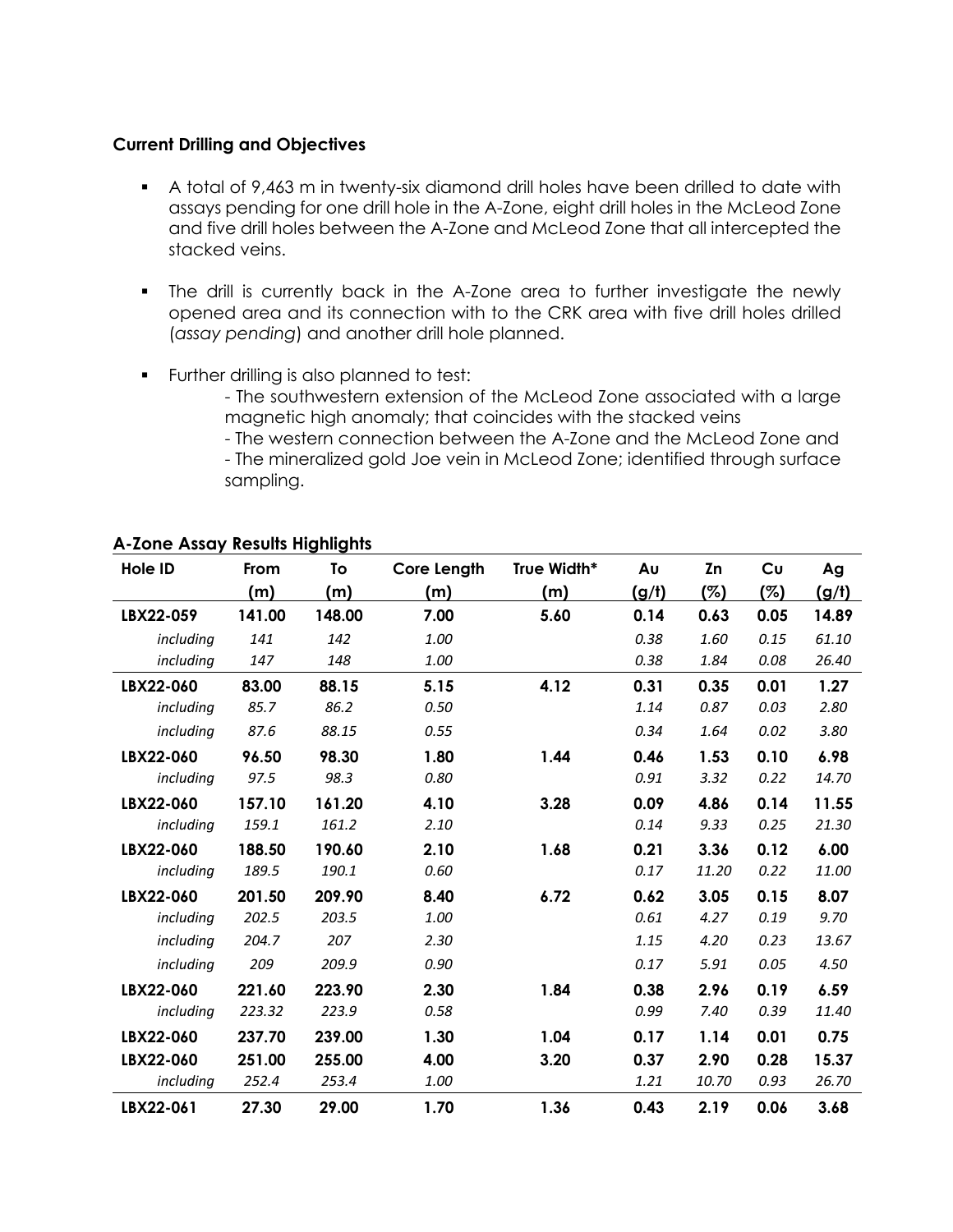**Current Drilling and Objectives**

- A total of 9,463 m in twenty-six diamond drill holes have been drilled to date with assays pending for one drill hole in the A-Zone, eight drill holes in the McLeod Zone and five drill holes between the A-Zone and McLeod Zone that all intercepted the stacked veins.
- The drill is currently back in the A-Zone area to further investigate the newly opened area and its connection with to the CRK area with five drill holes drilled (*assay pending*) and another drill hole planned.
- Further drilling is also planned to test:
  - The southwestern extension of the McLeod Zone associated with a large magnetic high anomaly; that coincides with the stacked veins
  - The western connection between the A-Zone and the McLeod Zone and
  - The mineralized gold Joe vein in McLeod Zone; identified through surface sampling.

**A-Zone Assay Results Highlights**

| Hole ID | From (m) | To (m) | Core Length (m) | True Width* (m) | Au (g/t) | Zn (%) | Cu (%) | Ag (g/t) |
|---|---|---|---|---|---|---|---|---|
| **LBX22-059** | **141.00** | **148.00** | **7.00** | **5.60** | **0.14** | **0.63** | **0.05** | **14.89** |
| *including* | *141* | *142* | *1.00* | | *0.38* | *1.60* | *0.15* | *61.10* |
| *including* | *147* | *148* | *1.00* | | *0.38* | *1.84* | *0.08* | *26.40* |
| **LBX22-060** | **83.00** | **88.15** | **5.15** | **4.12** | **0.31** | **0.35** | **0.01** | **1.27** |
| *including* | *85.7* | *86.2* | *0.50* | | *1.14* | *0.87* | *0.03* | *2.80* |
| *including* | *87.6* | *88.15* | *0.55* | | *0.34* | *1.64* | *0.02* | *3.80* |
| **LBX22-060** | **96.50** | **98.30** | **1.80** | **1.44** | **0.46** | **1.53** | **0.10** | **6.98** |
| *including* | *97.5* | *98.3* | *0.80* | | *0.91* | *3.32* | *0.22* | *14.70* |
| **LBX22-060** | **157.10** | **161.20** | **4.10** | **3.28** | **0.09** | **4.86** | **0.14** | **11.55** |
| *including* | *159.1* | *161.2* | *2.10* | | *0.14* | *9.33* | *0.25* | *21.30* |
| **LBX22-060** | **188.50** | **190.60** | **2.10** | **1.68** | **0.21** | **3.36** | **0.12** | **6.00** |
| *including* | *189.5* | *190.1* | *0.60* | | *0.17* | *11.20* | *0.22* | *11.00* |
| **LBX22-060** | **201.50** | **209.90** | **8.40** | **6.72** | **0.62** | **3.05** | **0.15** | **8.07** |
| *including* | *202.5* | *203.5* | *1.00* | | *0.61* | *4.27* | *0.19* | *9.70* |
| *including* | *204.7* | *207* | *2.30* | | *1.15* | *4.20* | *0.23* | *13.67* |
| *including* | *209* | *209.9* | *0.90* | | *0.17* | *5.91* | *0.05* | *4.50* |
| **LBX22-060** | **221.60** | **223.90** | **2.30** | **1.84** | **0.38** | **2.96** | **0.19** | **6.59** |
| *including* | *223.32* | *223.9* | *0.58* | | *0.99* | *7.40* | *0.39* | *11.40* |
| **LBX22-060** | **237.70** | **239.00** | **1.30** | **1.04** | **0.17** | **1.14** | **0.01** | **0.75** |
| **LBX22-060** | **251.00** | **255.00** | **4.00** | **3.20** | **0.37** | **2.90** | **0.28** | **15.37** |
| *including* | *252.4* | *253.4* | *1.00* | | *1.21* | *10.70* | *0.93* | *26.70* |
| **LBX22-061** | **27.30** | **29.00** | **1.70** | **1.36** | **0.43** | **2.19** | **0.06** | **3.68** |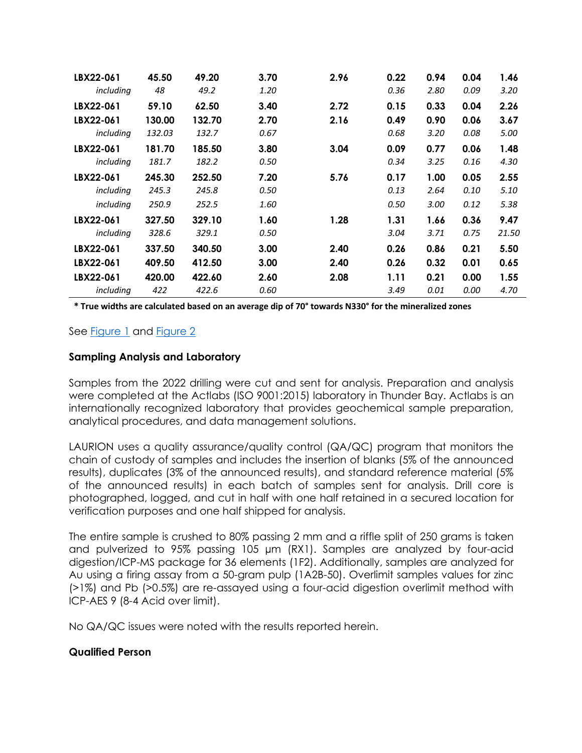| | | | | | | | | |
|---|---|---|---|---|---|---|---|---|
| **LBX22-061** | **45.50** | **49.20** | **3.70** | **2.96** | **0.22** | **0.94** | **0.04** | **1.46** |
| *including* | *48* | *49.2* | *1.20* | | *0.36* | *2.80* | *0.09* | *3.20* |
| **LBX22-061** | **59.10** | **62.50** | **3.40** | **2.72** | **0.15** | **0.33** | **0.04** | **2.26** |
| **LBX22-061** | **130.00** | **132.70** | **2.70** | **2.16** | **0.49** | **0.90** | **0.06** | **3.67** |
| *including* | *132.03* | *132.7* | *0.67* | | *0.68* | *3.20* | *0.08* | *5.00* |
| **LBX22-061** | **181.70** | **185.50** | **3.80** | **3.04** | **0.09** | **0.77** | **0.06** | **1.48** |
| *including* | *181.7* | *182.2* | *0.50* | | *0.34* | *3.25* | *0.16* | *4.30* |
| **LBX22-061** | **245.30** | **252.50** | **7.20** | **5.76** | **0.17** | **1.00** | **0.05** | **2.55** |
| *including* | *245.3* | *245.8* | *0.50* | | *0.13* | *2.64* | *0.10* | *5.10* |
| *including* | *250.9* | *252.5* | *1.60* | | *0.50* | *3.00* | *0.12* | *5.38* |
| **LBX22-061** | **327.50** | **329.10** | **1.60** | **1.28** | **1.31** | **1.66** | **0.36** | **9.47** |
| *including* | *328.6* | *329.1* | *0.50* | | *3.04* | *3.71* | *0.75* | *21.50* |
| **LBX22-061** | **337.50** | **340.50** | **3.00** | **2.40** | **0.26** | **0.86** | **0.21** | **5.50** |
| **LBX22-061** | **409.50** | **412.50** | **3.00** | **2.40** | **0.26** | **0.32** | **0.01** | **0.65** |
| **LBX22-061** | **420.00** | **422.60** | **2.60** | **2.08** | **1.11** | **0.21** | **0.00** | **1.55** |
| *including* | *422* | *422.6* | *0.60* | | *3.49* | *0.01* | *0.00* | *4.70* |

**\* True widths are calculated based on an average dip of 70° towards N330° for the mineralized zones**

See Figure 1 and Figure 2

### Sampling Analysis and Laboratory

Samples from the 2022 drilling were cut and sent for analysis. Preparation and analysis were completed at the Actlabs (ISO 9001:2015) laboratory in Thunder Bay. Actlabs is an internationally recognized laboratory that provides geochemical sample preparation, analytical procedures, and data management solutions.

LAURION uses a quality assurance/quality control (QA/QC) program that monitors the chain of custody of samples and includes the insertion of blanks (5% of the announced results), duplicates (3% of the announced results), and standard reference material (5% of the announced results) in each batch of samples sent for analysis. Drill core is photographed, logged, and cut in half with one half retained in a secured location for verification purposes and one half shipped for analysis.

The entire sample is crushed to 80% passing 2 mm and a riffle split of 250 grams is taken and pulverized to 95% passing 105 µm (RX1). Samples are analyzed by four-acid digestion/ICP-MS package for 36 elements (1F2). Additionally, samples are analyzed for Au using a firing assay from a 50-gram pulp (1A2B-50). Overlimit samples values for zinc (>1%) and Pb (>0.5%) are re-assayed using a four-acid digestion overlimit method with ICP-AES 9 (8-4 Acid over limit).

No QA/QC issues were noted with the results reported herein.

### Qualified Person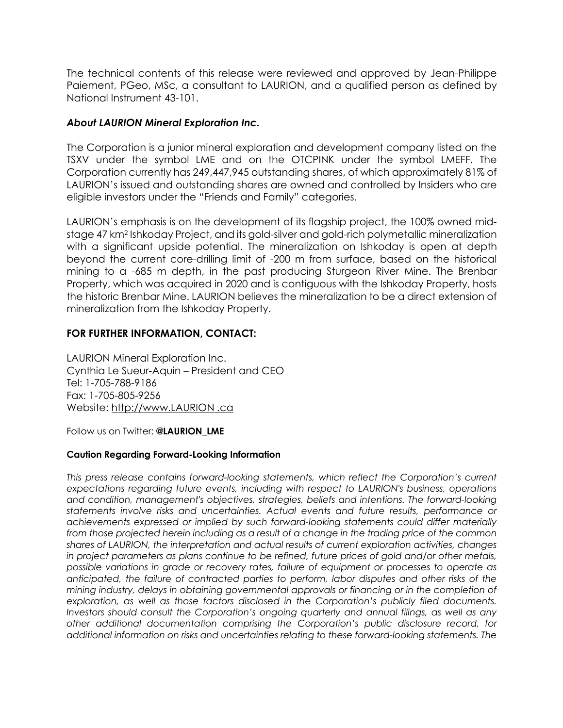The technical contents of this release were reviewed and approved by Jean-Philippe Paiement, PGeo, MSc, a consultant to LAURION, and a qualified person as defined by National Instrument 43-101.

### *About LAURION Mineral Exploration Inc.*

The Corporation is a junior mineral exploration and development company listed on the TSXV under the symbol LME and on the OTCPINK under the symbol LMEFF. The Corporation currently has 249,447,945 outstanding shares, of which approximately 81% of LAURION's issued and outstanding shares are owned and controlled by Insiders who are eligible investors under the "Friends and Family" categories.

LAURION's emphasis is on the development of its flagship project, the 100% owned mid-stage 47 $km^2$ Ishkoday Project, and its gold-silver and gold-rich polymetallic mineralization with a significant upside potential. The mineralization on Ishkoday is open at depth beyond the current core-drilling limit of -200 m from surface, based on the historical mining to a -685 m depth, in the past producing Sturgeon River Mine. The Brenbar Property, which was acquired in 2020 and is contiguous with the Ishkoday Property, hosts the historic Brenbar Mine. LAURION believes the mineralization to be a direct extension of mineralization from the Ishkoday Property.

### FOR FURTHER INFORMATION, CONTACT:

LAURION Mineral Exploration Inc.
Cynthia Le Sueur-Aquin – President and CEO
Tel: 1-705-788-9186
Fax: 1-705-805-9256
Website: http://www.LAURION .ca

Follow us on Twitter: **@LAURION_LME**

#### Caution Regarding Forward-Looking Information

*This press release contains forward-looking statements, which reflect the Corporation's current expectations regarding future events, including with respect to LAURION's business, operations and condition, management's objectives, strategies, beliefs and intentions. The forward-looking statements involve risks and uncertainties. Actual events and future results, performance or achievements expressed or implied by such forward-looking statements could differ materially from those projected herein including as a result of a change in the trading price of the common shares of LAURION, the interpretation and actual results of current exploration activities, changes in project parameters as plans continue to be refined, future prices of gold and/or other metals, possible variations in grade or recovery rates, failure of equipment or processes to operate as anticipated, the failure of contracted parties to perform, labor disputes and other risks of the mining industry, delays in obtaining governmental approvals or financing or in the completion of exploration, as well as those factors disclosed in the Corporation's publicly filed documents. Investors should consult the Corporation's ongoing quarterly and annual filings, as well as any other additional documentation comprising the Corporation's public disclosure record, for additional information on risks and uncertainties relating to these forward-looking statements. The*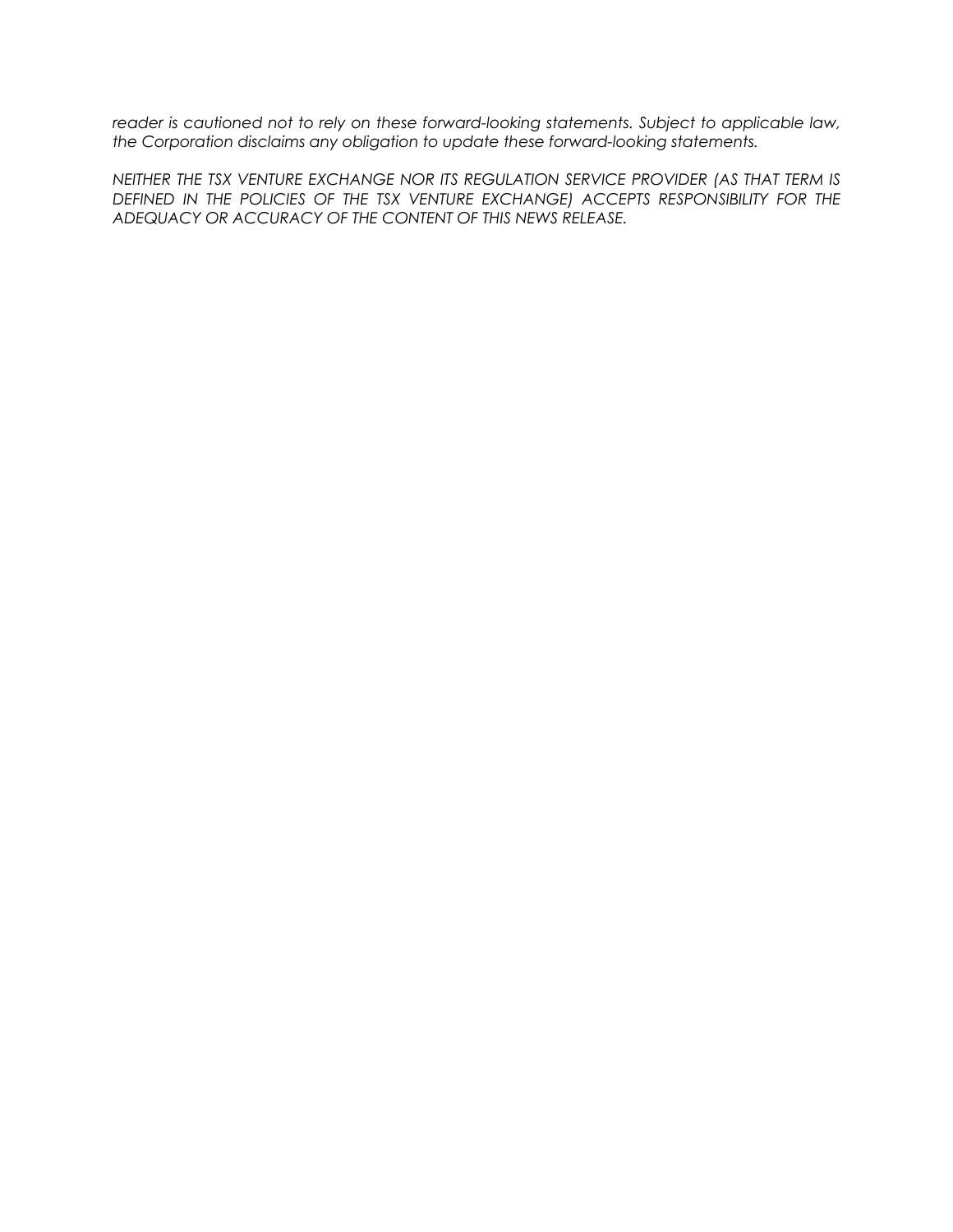*reader is cautioned not to rely on these forward-looking statements. Subject to applicable law, the Corporation disclaims any obligation to update these forward-looking statements.*

*NEITHER THE TSX VENTURE EXCHANGE NOR ITS REGULATION SERVICE PROVIDER (AS THAT TERM IS DEFINED IN THE POLICIES OF THE TSX VENTURE EXCHANGE) ACCEPTS RESPONSIBILITY FOR THE ADEQUACY OR ACCURACY OF THE CONTENT OF THIS NEWS RELEASE.*